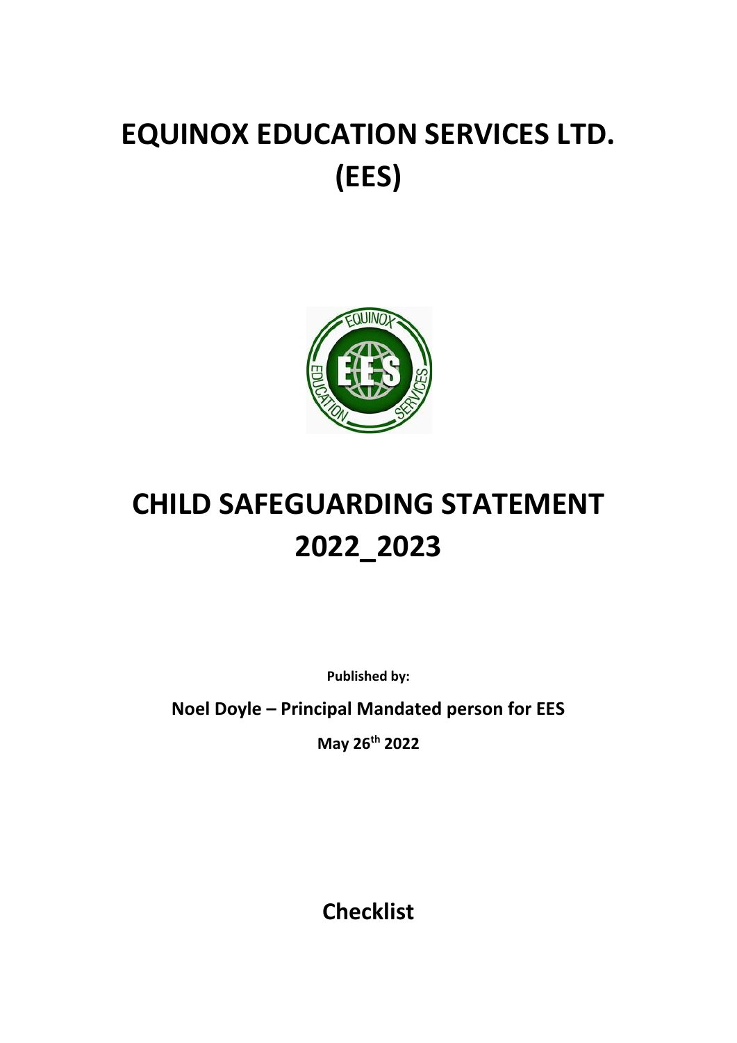# EQUINOX EDUCATION SERVICES LTD. (EES)

# CHILD SAFEGUARDING STATEMENT 2022_2023

**Published by:**

**Noel Doyle – Principal Mandated person for EES**

**May 26th 2022**

## Checklist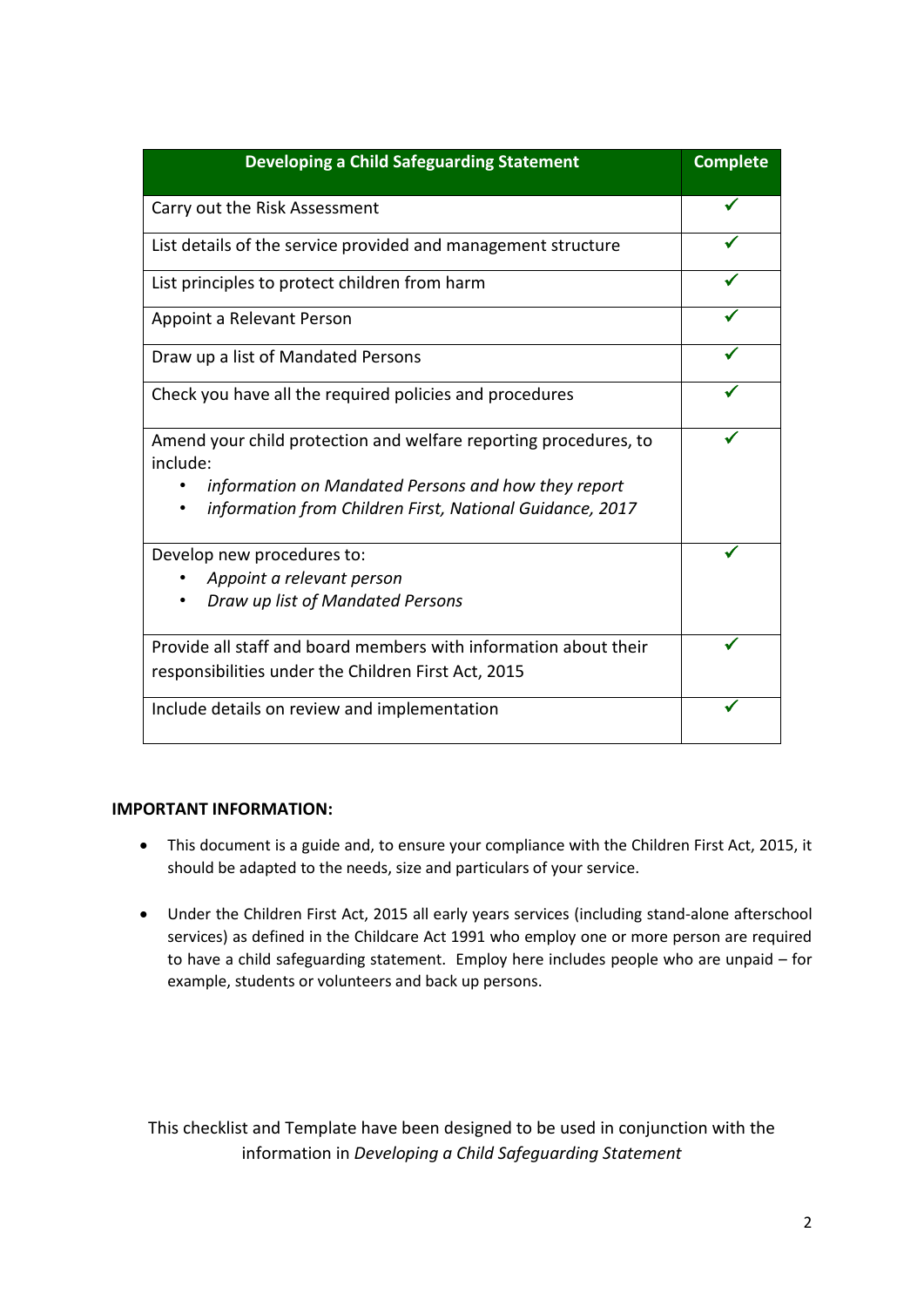| Developing a Child Safeguarding Statement | Complete |
|---|---|
| Carry out the Risk Assessment | ✓ |
| List details of the service provided and management structure | ✓ |
| List principles to protect children from harm | ✓ |
| Appoint a Relevant Person | ✓ |
| Draw up a list of Mandated Persons | ✓ |
| Check you have all the required policies and procedures | ✓ |
| Amend your child protection and welfare reporting procedures, to include:<br>• *information on Mandated Persons and how they report*<br>• *information from Children First, National Guidance, 2017* | ✓ |
| Develop new procedures to:<br>• *Appoint a relevant person*<br>• *Draw up list of Mandated Persons* | ✓ |
| Provide all staff and board members with information about their responsibilities under the Children First Act, 2015 | ✓ |
| Include details on review and implementation | ✓ |

**IMPORTANT INFORMATION:**

- This document is a guide and, to ensure your compliance with the Children First Act, 2015, it should be adapted to the needs, size and particulars of your service.
- Under the Children First Act, 2015 all early years services (including stand-alone afterschool services) as defined in the Childcare Act 1991 who employ one or more person are required to have a child safeguarding statement. Employ here includes people who are unpaid – for example, students or volunteers and back up persons.

This checklist and Template have been designed to be used in conjunction with the information in *Developing a Child Safeguarding Statement*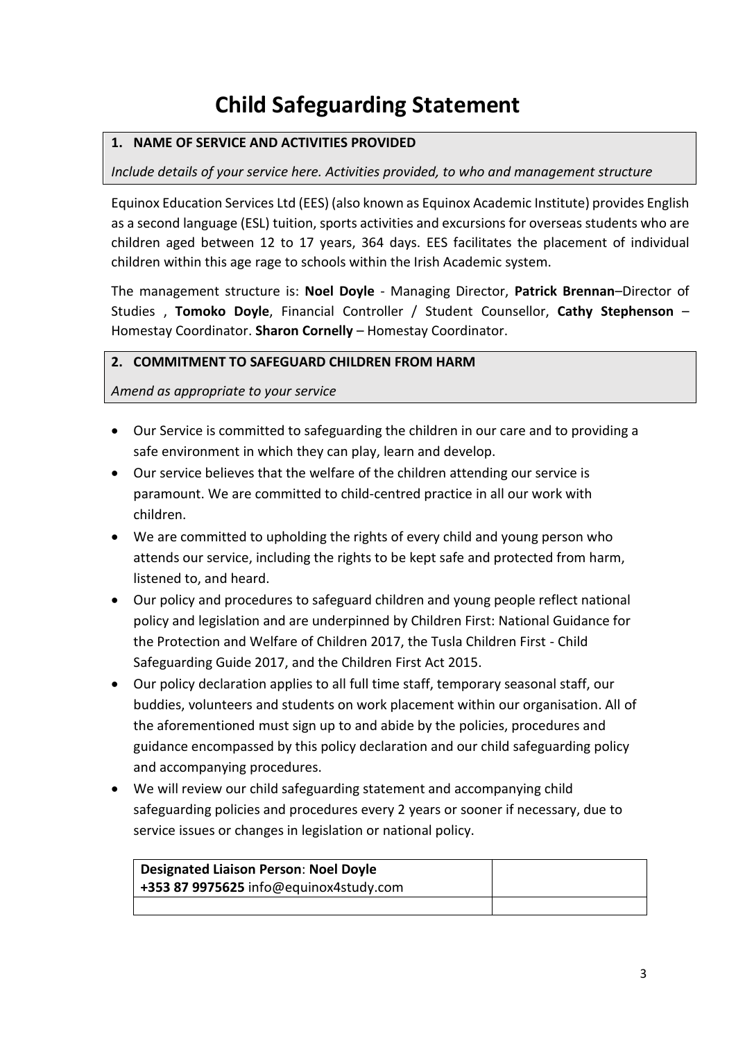# Child Safeguarding Statement

| **1. NAME OF SERVICE AND ACTIVITIES PROVIDED** |
| --- |
| *Include details of your service here. Activities provided, to who and management structure* |

Equinox Education Services Ltd (EES) (also known as Equinox Academic Institute) provides English as a second language (ESL) tuition, sports activities and excursions for overseas students who are children aged between 12 to 17 years, 364 days. EES facilitates the placement of individual children within this age rage to schools within the Irish Academic system.

The management structure is: **Noel Doyle** - Managing Director, **Patrick Brennan**–Director of Studies , **Tomoko Doyle**, Financial Controller / Student Counsellor, **Cathy Stephenson** – Homestay Coordinator. **Sharon Cornelly** – Homestay Coordinator.

| **2. COMMITMENT TO SAFEGUARD CHILDREN FROM HARM** |
| --- |
| *Amend as appropriate to your service* |

- Our Service is committed to safeguarding the children in our care and to providing a safe environment in which they can play, learn and develop.
- Our service believes that the welfare of the children attending our service is paramount. We are committed to child-centred practice in all our work with children.
- We are committed to upholding the rights of every child and young person who attends our service, including the rights to be kept safe and protected from harm, listened to, and heard.
- Our policy and procedures to safeguard children and young people reflect national policy and legislation and are underpinned by Children First: National Guidance for the Protection and Welfare of Children 2017, the Tusla Children First - Child Safeguarding Guide 2017, and the Children First Act 2015.
- Our policy declaration applies to all full time staff, temporary seasonal staff, our buddies, volunteers and students on work placement within our organisation. All of the aforementioned must sign up to and abide by the policies, procedures and guidance encompassed by this policy declaration and our child safeguarding policy and accompanying procedures.
- We will review our child safeguarding statement and accompanying child safeguarding policies and procedures every 2 years or sooner if necessary, due to service issues or changes in legislation or national policy.

| **Designated Liaison Person**: **Noel Doyle** **+353 87 9975625** info@equinox4study.com | |
| --- | --- |
| | |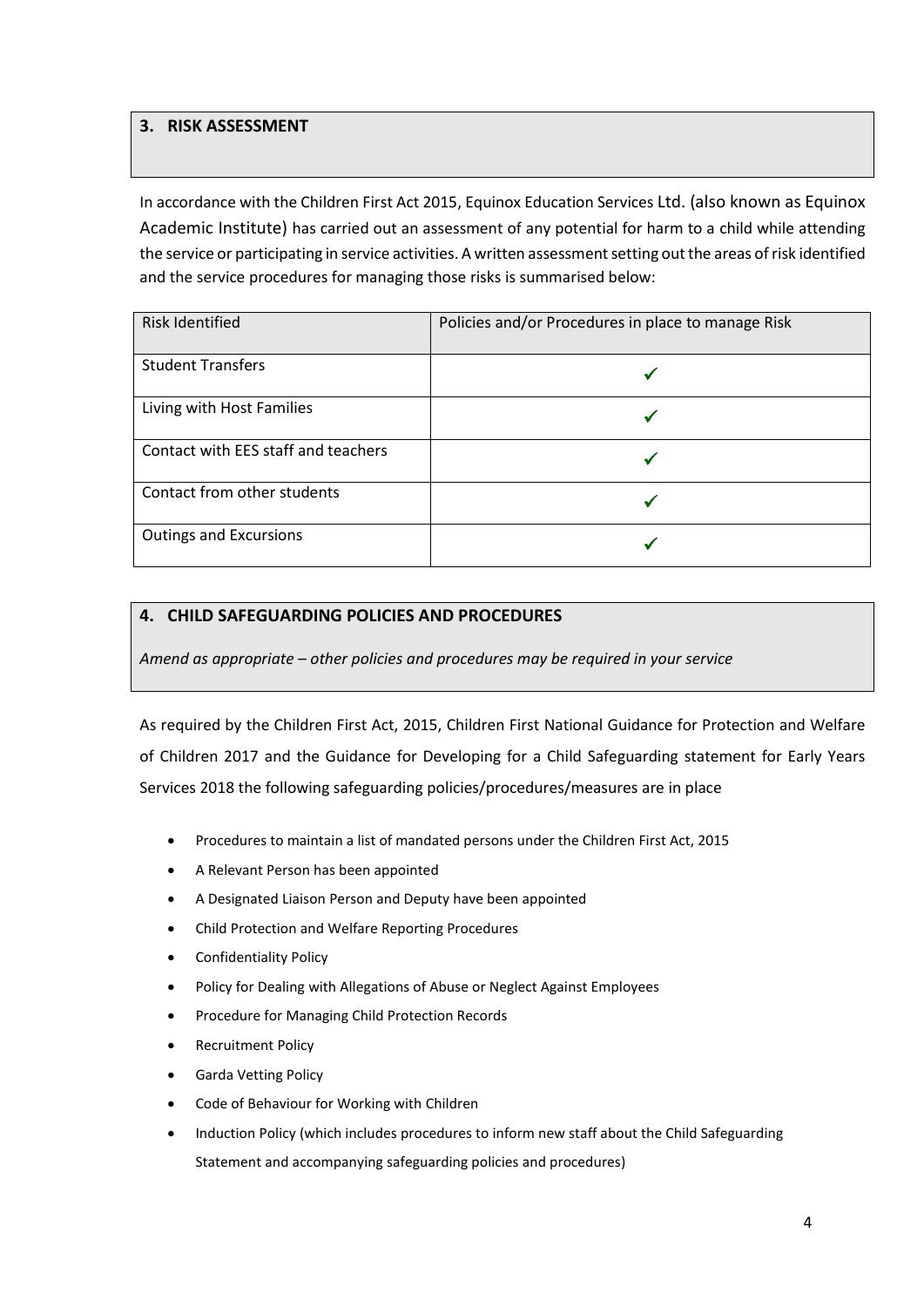## 3. RISK ASSESSMENT

In accordance with the Children First Act 2015, Equinox Education Services Ltd. (also known as Equinox Academic Institute) has carried out an assessment of any potential for harm to a child while attending the service or participating in service activities. A written assessment setting out the areas of risk identified and the service procedures for managing those risks is summarised below:

| Risk Identified | Policies and/or Procedures in place to manage Risk |
| --- | --- |
| Student Transfers | ✓ |
| Living with Host Families | ✓ |
| Contact with EES staff and teachers | ✓ |
| Contact from other students | ✓ |
| Outings and Excursions | ✓ |

## 4. CHILD SAFEGUARDING POLICIES AND PROCEDURES

*Amend as appropriate – other policies and procedures may be required in your service*

As required by the Children First Act, 2015, Children First National Guidance for Protection and Welfare of Children 2017 and the Guidance for Developing for a Child Safeguarding statement for Early Years Services 2018 the following safeguarding policies/procedures/measures are in place

- Procedures to maintain a list of mandated persons under the Children First Act, 2015
- A Relevant Person has been appointed
- A Designated Liaison Person and Deputy have been appointed
- Child Protection and Welfare Reporting Procedures
- Confidentiality Policy
- Policy for Dealing with Allegations of Abuse or Neglect Against Employees
- Procedure for Managing Child Protection Records
- Recruitment Policy
- Garda Vetting Policy
- Code of Behaviour for Working with Children
- Induction Policy (which includes procedures to inform new staff about the Child Safeguarding Statement and accompanying safeguarding policies and procedures)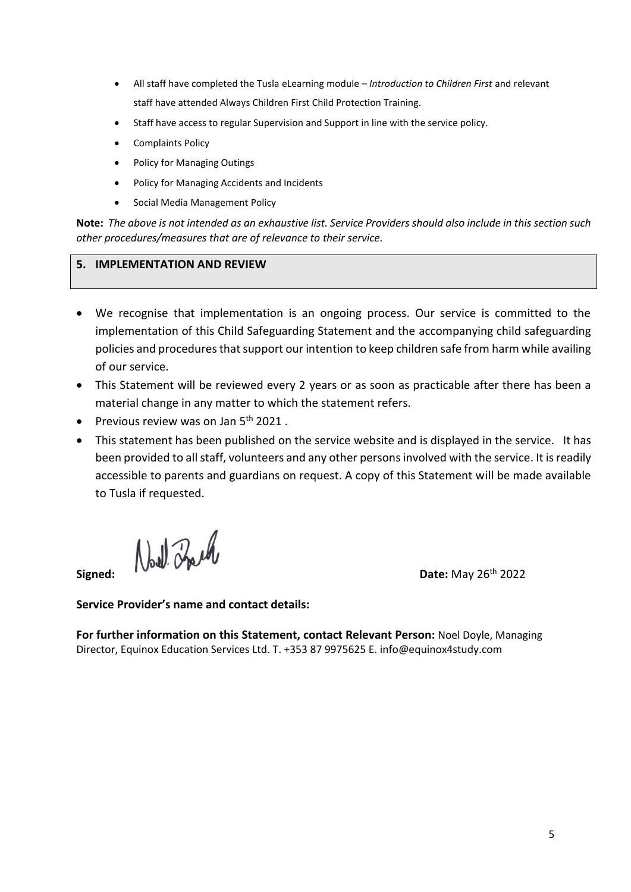- All staff have completed the Tusla eLearning module – *Introduction to Children First* and relevant staff have attended Always Children First Child Protection Training.
- Staff have access to regular Supervision and Support in line with the service policy.
- Complaints Policy
- Policy for Managing Outings
- Policy for Managing Accidents and Incidents
- Social Media Management Policy

**Note:** *The above is not intended as an exhaustive list. Service Providers should also include in this section such other procedures/measures that are of relevance to their service.*

## 5. IMPLEMENTATION AND REVIEW

- We recognise that implementation is an ongoing process. Our service is committed to the implementation of this Child Safeguarding Statement and the accompanying child safeguarding policies and procedures that support our intention to keep children safe from harm while availing of our service.
- This Statement will be reviewed every 2 years or as soon as practicable after there has been a material change in any matter to which the statement refers.
- Previous review was on Jan 5th 2021 .
- This statement has been published on the service website and is displayed in the service. It has been provided to all staff, volunteers and any other persons involved with the service. It is readily accessible to parents and guardians on request. A copy of this Statement will be made available to Tusla if requested.

**Signed:** Noel Doyle **Date:** May 26th 2022

**Service Provider's name and contact details:**

**For further information on this Statement, contact Relevant Person:** Noel Doyle, Managing Director, Equinox Education Services Ltd. T. +353 87 9975625 E. info@equinox4study.com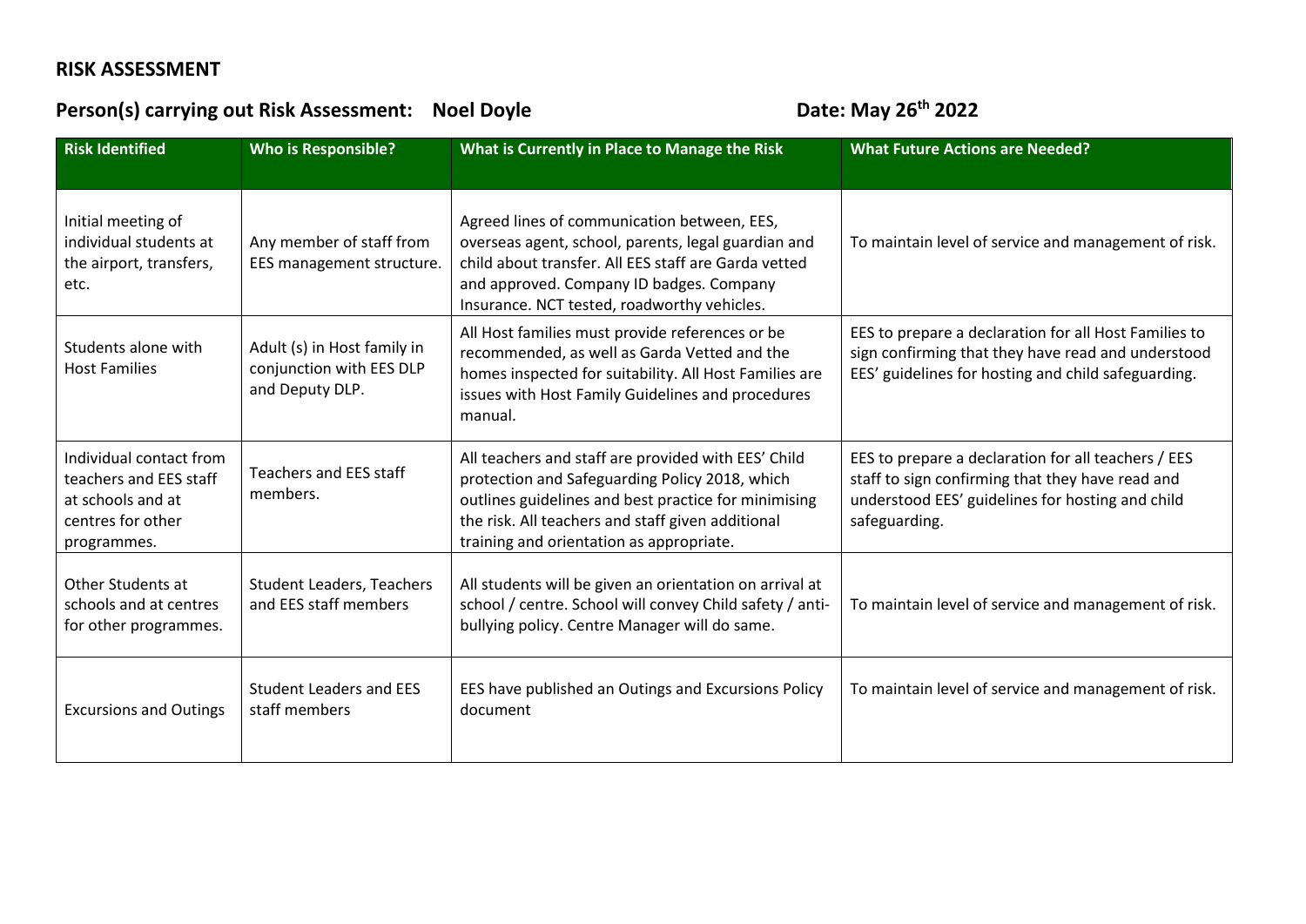## RISK ASSESSMENT

**Person(s) carrying out Risk Assessment: Noel Doyle** **Date: May 26th 2022**

| Risk Identified | Who is Responsible? | What is Currently in Place to Manage the Risk | What Future Actions are Needed? |
|---|---|---|---|
| Initial meeting of individual students at the airport, transfers, etc. | Any member of staff from EES management structure. | Agreed lines of communication between, EES, overseas agent, school, parents, legal guardian and child about transfer. All EES staff are Garda vetted and approved. Company ID badges. Company Insurance. NCT tested, roadworthy vehicles. | To maintain level of service and management of risk. |
| Students alone with Host Families | Adult (s) in Host family in conjunction with EES DLP and Deputy DLP. | All Host families must provide references or be recommended, as well as Garda Vetted and the homes inspected for suitability. All Host Families are issues with Host Family Guidelines and procedures manual. | EES to prepare a declaration for all Host Families to sign confirming that they have read and understood EES' guidelines for hosting and child safeguarding. |
| Individual contact from teachers and EES staff at schools and at centres for other programmes. | Teachers and EES staff members. | All teachers and staff are provided with EES' Child protection and Safeguarding Policy 2018, which outlines guidelines and best practice for minimising the risk. All teachers and staff given additional training and orientation as appropriate. | EES to prepare a declaration for all teachers / EES staff to sign confirming that they have read and understood EES' guidelines for hosting and child safeguarding. |
| Other Students at schools and at centres for other programmes. | Student Leaders, Teachers and EES staff members | All students will be given an orientation on arrival at school / centre. School will convey Child safety / anti-bullying policy. Centre Manager will do same. | To maintain level of service and management of risk. |
| Excursions and Outings | Student Leaders and EES staff members | EES have published an Outings and Excursions Policy document | To maintain level of service and management of risk. |